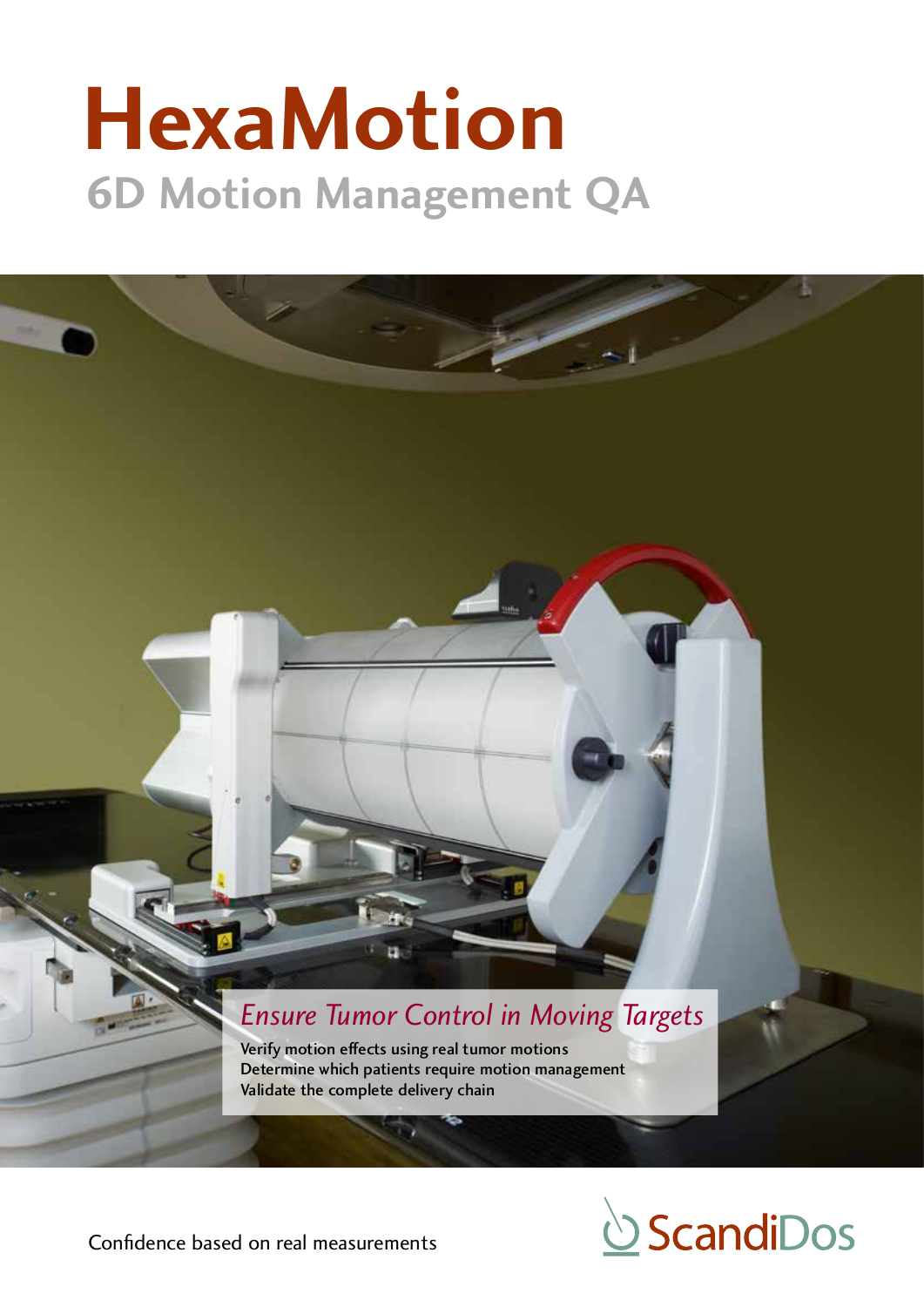# HexaMotion

## 6D Motion Management QA

*Ensure Tumor Control in Moving Targets*

Verify motion effects using real tumor motions
Determine which patients require motion management
Validate the complete delivery chain

Confidence based on real measurements

ScandiDos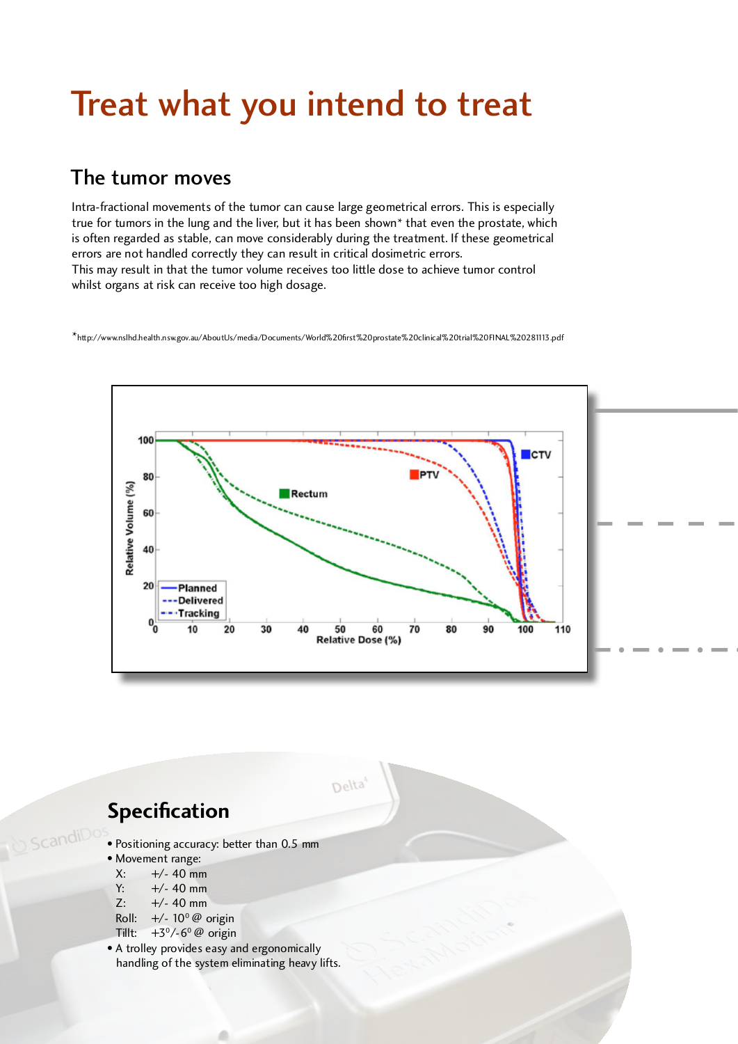# Treat what you intend to treat

## The tumor moves

Intra-fractional movements of the tumor can cause large geometrical errors. This is especially true for tumors in the lung and the liver, but it has been shown* that even the prostate, which is often regarded as stable, can move considerably during the treatment. If these geometrical errors are not handled correctly they can result in critical dosimetric errors.
This may result in that the tumor volume receives too little dose to achieve tumor control whilst organs at risk can receive too high dosage.

*http://www.nslhd.health.nsw.gov.au/AboutUs/media/Documents/World%20first%20prostate%20clinical%20trial%20FINAL%2028113.pdf

Relative Volume (%)
Relative Dose (%)
0
20
40
60
80
100
0
10
20
30
40
50
60
70
80
90
100
110
Rectum
PTV
CTV
Planned
Delivered
Tracking

## Specification

- Positioning accuracy: better than 0.5 mm
- Movement range:
  X: +/- 40 mm
  Y: +/- 40 mm
  Z: +/- 40 mm
  Roll: +/- 10° @ origin
  Tillt: +3°/-6° @ origin
- A trolley provides easy and ergonomically handling of the system eliminating heavy lifts.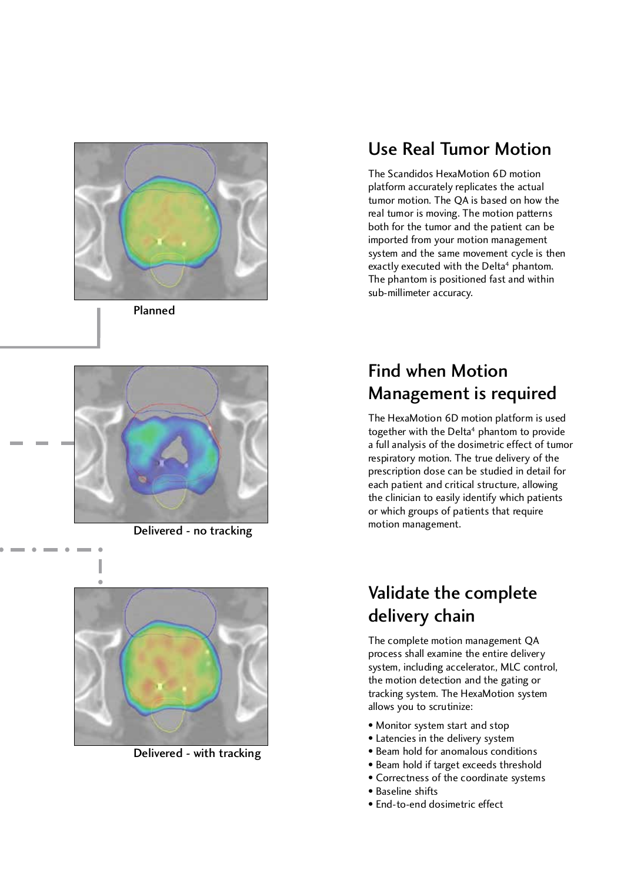Planned

Delivered - no tracking

Delivered - with tracking

## Use Real Tumor Motion

The Scandidos HexaMotion 6D motion platform accurately replicates the actual tumor motion. The QA is based on how the real tumor is moving. The motion patterns both for the tumor and the patient can be imported from your motion management system and the same movement cycle is then exactly executed with the Delta[4] phantom. The phantom is positioned fast and within sub-millimeter accuracy.

## Find when Motion Management is required

The HexaMotion 6D motion platform is used together with the Delta[4] phantom to provide a full analysis of the dosimetric effect of tumor respiratory motion. The true delivery of the prescription dose can be studied in detail for each patient and critical structure, allowing the clinician to easily identify which patients or which groups of patients that require motion management.

## Validate the complete delivery chain

The complete motion management QA process shall examine the entire delivery system, including accelerator., MLC control, the motion detection and the gating or tracking system. The HexaMotion system allows you to scrutinize:

- Monitor system start and stop
- Latencies in the delivery system
- Beam hold for anomalous conditions
- Beam hold if target exceeds threshold
- Correctness of the coordinate systems
- Baseline shifts
- End-to-end dosimetric effect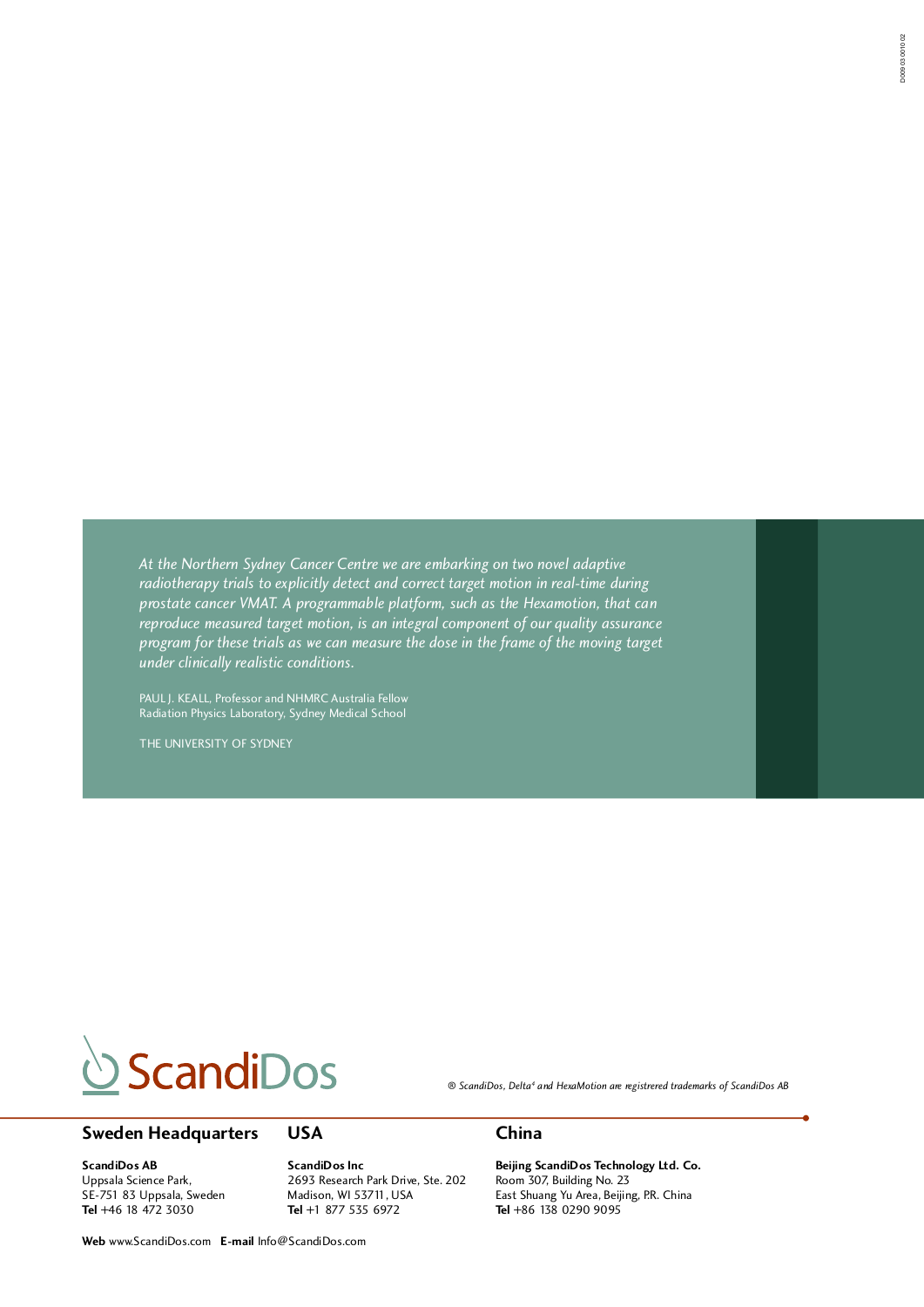*At the Northern Sydney Cancer Centre we are embarking on two novel adaptive radiotherapy trials to explicitly detect and correct target motion in real-time during prostate cancer VMAT. A programmable platform, such as the Hexamotion, that can reproduce measured target motion, is an integral component of our quality assurance program for these trials as we can measure the dose in the frame of the moving target under clinically realistic conditions.*

PAUL J. KEALL, Professor and NHMRC Australia Fellow
Radiation Physics Laboratory, Sydney Medical School

THE UNIVERSITY OF SYDNEY

ScandiDos

*® ScandiDos, Delta[4] and HexaMotion are registrered trademarks of ScandiDos AB*

## Sweden Headquarters

**ScandiDos AB**
Uppsala Science Park,
SE-751 83 Uppsala, Sweden
**Tel** +46 18 472 3030

## USA

**ScandiDos Inc**
2693 Research Park Drive, Ste. 202
Madison, WI 53711, USA
**Tel** +1 877 535 6972

## China

**Beijing ScandiDos Technology Ltd. Co.**
Room 307, Building No. 23
East Shuang Yu Area, Beijing, P.R. China
**Tel** +86 138 0290 9095

**Web** www.ScandiDos.com **E-mail** Info@ScandiDos.com